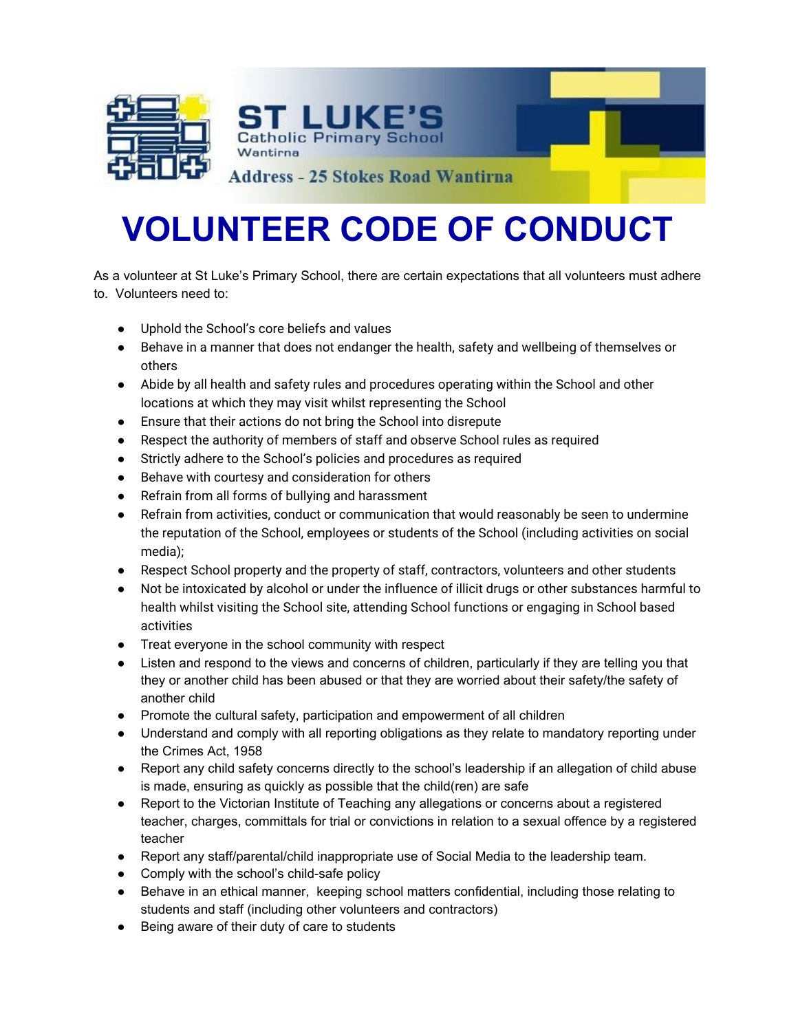ST LUKE'S
Catholic Primary School
Wantirna

Address - 25 Stokes Road Wantirna

# VOLUNTEER CODE OF CONDUCT

As a volunteer at St Luke's Primary School, there are certain expectations that all volunteers must adhere to. Volunteers need to:

- Uphold the School's core beliefs and values
- Behave in a manner that does not endanger the health, safety and wellbeing of themselves or others
- Abide by all health and safety rules and procedures operating within the School and other locations at which they may visit whilst representing the School
- Ensure that their actions do not bring the School into disrepute
- Respect the authority of members of staff and observe School rules as required
- Strictly adhere to the School's policies and procedures as required
- Behave with courtesy and consideration for others
- Refrain from all forms of bullying and harassment
- Refrain from activities, conduct or communication that would reasonably be seen to undermine the reputation of the School, employees or students of the School (including activities on social media);
- Respect School property and the property of staff, contractors, volunteers and other students
- Not be intoxicated by alcohol or under the influence of illicit drugs or other substances harmful to health whilst visiting the School site, attending School functions or engaging in School based activities
- Treat everyone in the school community with respect
- Listen and respond to the views and concerns of children, particularly if they are telling you that they or another child has been abused or that they are worried about their safety/the safety of another child
- Promote the cultural safety, participation and empowerment of all children
- Understand and comply with all reporting obligations as they relate to mandatory reporting under the Crimes Act, 1958
- Report any child safety concerns directly to the school's leadership if an allegation of child abuse is made, ensuring as quickly as possible that the child(ren) are safe
- Report to the Victorian Institute of Teaching any allegations or concerns about a registered teacher, charges, committals for trial or convictions in relation to a sexual offence by a registered teacher
- Report any staff/parental/child inappropriate use of Social Media to the leadership team.
- Comply with the school's child-safe policy
- Behave in an ethical manner, keeping school matters confidential, including those relating to students and staff (including other volunteers and contractors)
- Being aware of their duty of care to students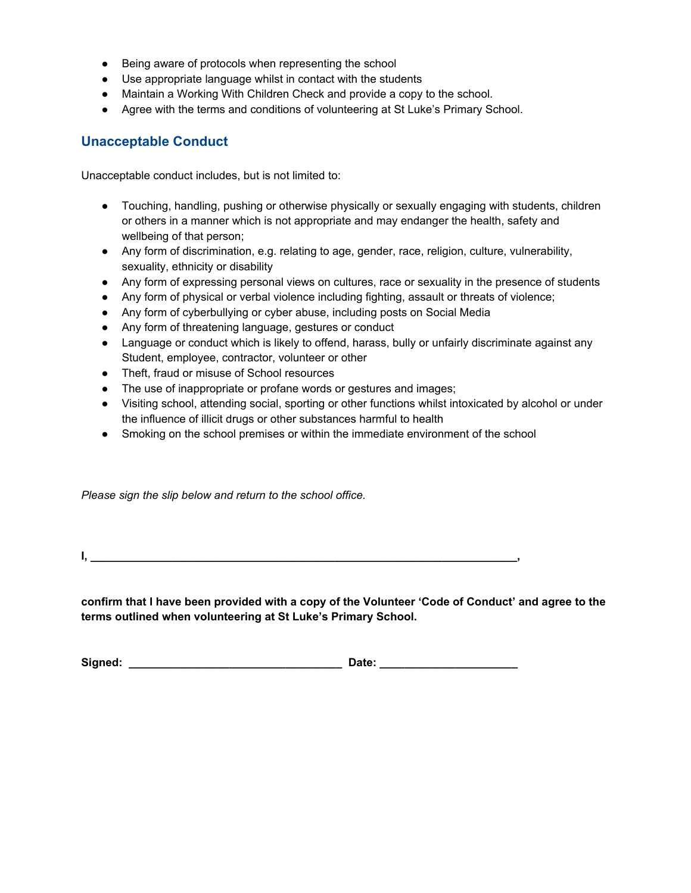- Being aware of protocols when representing the school
- Use appropriate language whilst in contact with the students
- Maintain a Working With Children Check and provide a copy to the school.
- Agree with the terms and conditions of volunteering at St Luke's Primary School.

## Unacceptable Conduct

Unacceptable conduct includes, but is not limited to:

- Touching, handling, pushing or otherwise physically or sexually engaging with students, children or others in a manner which is not appropriate and may endanger the health, safety and wellbeing of that person;
- Any form of discrimination, e.g. relating to age, gender, race, religion, culture, vulnerability, sexuality, ethnicity or disability
- Any form of expressing personal views on cultures, race or sexuality in the presence of students
- Any form of physical or verbal violence including fighting, assault or threats of violence;
- Any form of cyberbullying or cyber abuse, including posts on Social Media
- Any form of threatening language, gestures or conduct
- Language or conduct which is likely to offend, harass, bully or unfairly discriminate against any Student, employee, contractor, volunteer or other
- Theft, fraud or misuse of School resources
- The use of inappropriate or profane words or gestures and images;
- Visiting school, attending social, sporting or other functions whilst intoxicated by alcohol or under the influence of illicit drugs or other substances harmful to health
- Smoking on the school premises or within the immediate environment of the school

*Please sign the slip below and return to the school office.*

**I, ___________________________________________________________________,**

**confirm that I have been provided with a copy of the Volunteer 'Code of Conduct' and agree to the terms outlined when volunteering at St Luke's Primary School.**

**Signed:** __________________________________ **Date:** _____________________